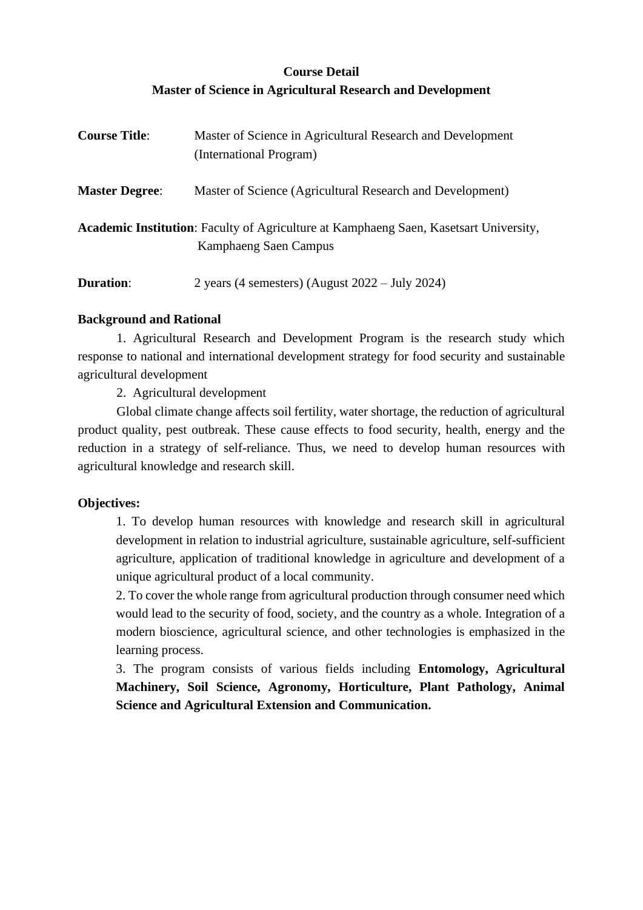**Course Detail**

**Master of Science in Agricultural Research and Development**

**Course Title**: Master of Science in Agricultural Research and Development (International Program)

**Master Degree**: Master of Science (Agricultural Research and Development)

**Academic Institution**: Faculty of Agriculture at Kamphaeng Saen, Kasetsart University, Kamphaeng Saen Campus

**Duration**: 2 years (4 semesters) (August 2022 – July 2024)

**Background and Rational**

1. Agricultural Research and Development Program is the research study which response to national and international development strategy for food security and sustainable agricultural development

2. Agricultural development

Global climate change affects soil fertility, water shortage, the reduction of agricultural product quality, pest outbreak. These cause effects to food security, health, energy and the reduction in a strategy of self-reliance. Thus, we need to develop human resources with agricultural knowledge and research skill.

**Objectives:**

1. To develop human resources with knowledge and research skill in agricultural development in relation to industrial agriculture, sustainable agriculture, self-sufficient agriculture, application of traditional knowledge in agriculture and development of a unique agricultural product of a local community.
2. To cover the whole range from agricultural production through consumer need which would lead to the security of food, society, and the country as a whole. Integration of a modern bioscience, agricultural science, and other technologies is emphasized in the learning process.
3. The program consists of various fields including **Entomology, Agricultural Machinery, Soil Science, Agronomy, Horticulture, Plant Pathology, Animal Science and Agricultural Extension and Communication.**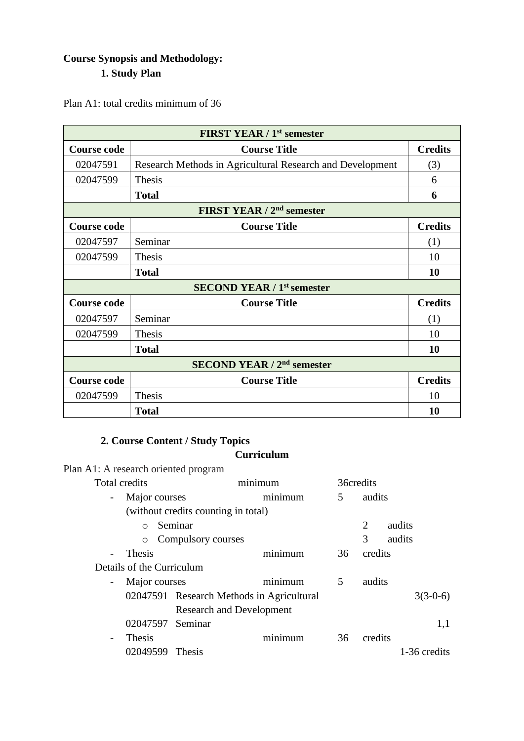**Course Synopsis and Methodology:**

**1. Study Plan**

Plan A1: total credits minimum of 36

| **FIRST YEAR / 1st semester** | | |
|---|---|---|
| **Course code** | **Course Title** | **Credits** |
| 02047591 | Research Methods in Agricultural Research and Development | (3) |
| 02047599 | Thesis | 6 |
| | **Total** | **6** |
| **FIRST YEAR / 2nd semester** | | |
| **Course code** | **Course Title** | **Credits** |
| 02047597 | Seminar | (1) |
| 02047599 | Thesis | 10 |
| | **Total** | **10** |
| **SECOND YEAR / 1st semester** | | |
| **Course code** | **Course Title** | **Credits** |
| 02047597 | Seminar | (1) |
| 02047599 | Thesis | 10 |
| | **Total** | **10** |
| **SECOND YEAR / 2nd semester** | | |
| **Course code** | **Course Title** | **Credits** |
| 02047599 | Thesis | 10 |
| | **Total** | **10** |

**2. Course Content / Study Topics**

**Curriculum**

Plan A1: A research oriented program

Total credits minimum 36credits

- Major courses minimum 5 audits
  (without credits counting in total)
  - Seminar 2 audits
  - Compulsory courses 3 audits
- Thesis minimum 36 credits

Details of the Curriculum

- Major courses minimum 5 audits
  - 02047591 Research Methods in Agricultural Research and Development 3(3-0-6)
  - 02047597 Seminar 1,1
- Thesis minimum 36 credits
  - 02049599 Thesis 1-36 credits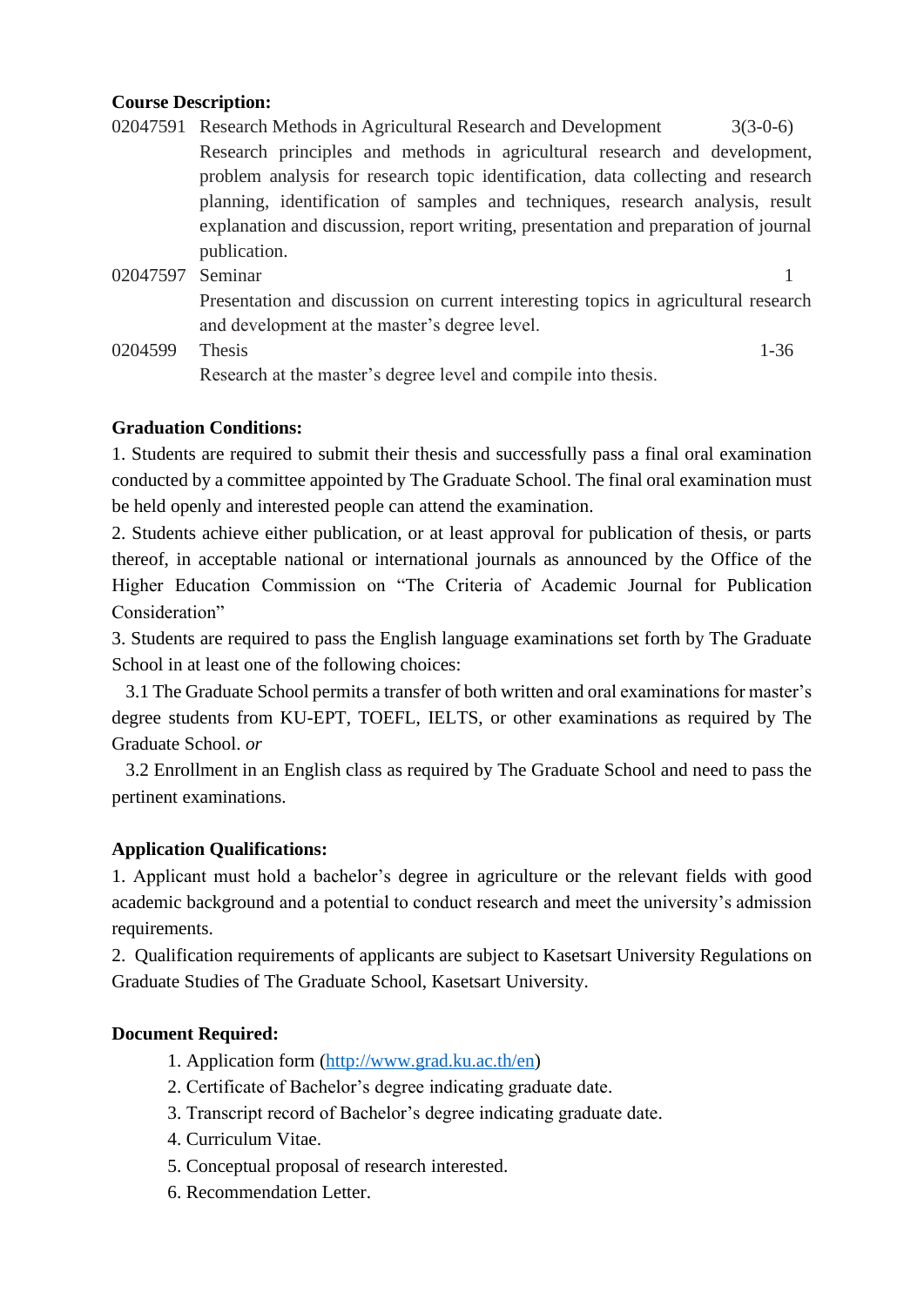**Course Description:**

02047591 Research Methods in Agricultural Research and Development 3(3-0-6)
Research principles and methods in agricultural research and development, problem analysis for research topic identification, data collecting and research planning, identification of samples and techniques, research analysis, result explanation and discussion, report writing, presentation and preparation of journal publication.

02047597 Seminar 1
Presentation and discussion on current interesting topics in agricultural research and development at the master's degree level.

0204599 Thesis 1-36
Research at the master's degree level and compile into thesis.

**Graduation Conditions:**

1. Students are required to submit their thesis and successfully pass a final oral examination conducted by a committee appointed by The Graduate School. The final oral examination must be held openly and interested people can attend the examination.
2. Students achieve either publication, or at least approval for publication of thesis, or parts thereof, in acceptable national or international journals as announced by the Office of the Higher Education Commission on "The Criteria of Academic Journal for Publication Consideration"
3. Students are required to pass the English language examinations set forth by The Graduate School in at least one of the following choices:
   3.1 The Graduate School permits a transfer of both written and oral examinations for master's degree students from KU-EPT, TOEFL, IELTS, or other examinations as required by The Graduate School. *or*
   3.2 Enrollment in an English class as required by The Graduate School and need to pass the pertinent examinations.

**Application Qualifications:**

1. Applicant must hold a bachelor's degree in agriculture or the relevant fields with good academic background and a potential to conduct research and meet the university's admission requirements.
2. Qualification requirements of applicants are subject to Kasetsart University Regulations on Graduate Studies of The Graduate School, Kasetsart University.

**Document Required:**

1. Application form (http://www.grad.ku.ac.th/en)
2. Certificate of Bachelor's degree indicating graduate date.
3. Transcript record of Bachelor's degree indicating graduate date.
4. Curriculum Vitae.
5. Conceptual proposal of research interested.
6. Recommendation Letter.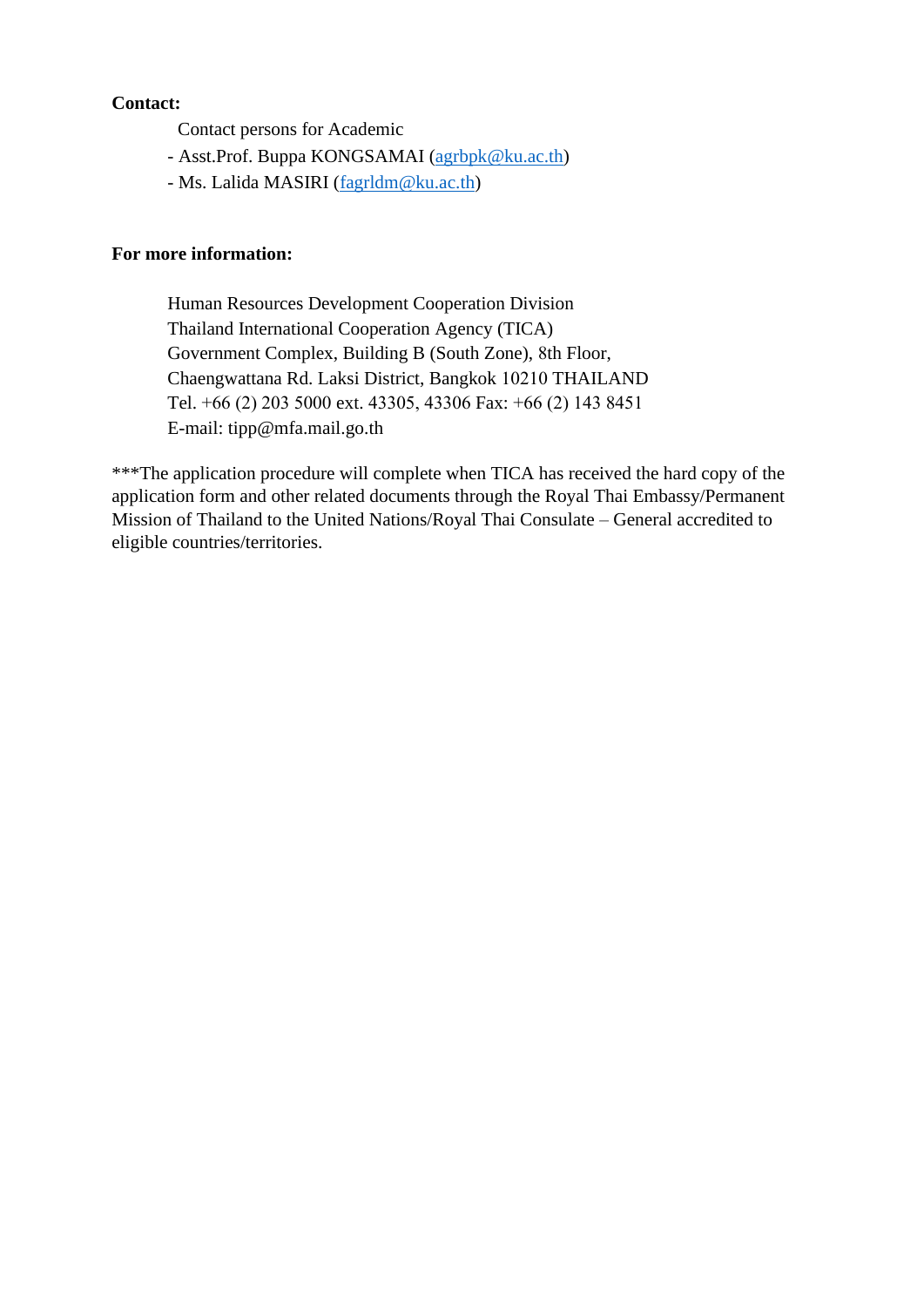**Contact:**

Contact persons for Academic

- Asst.Prof. Buppa KONGSAMAI (agrbpk@ku.ac.th)
- Ms. Lalida MASIRI (fagrldm@ku.ac.th)

**For more information:**

Human Resources Development Cooperation Division
Thailand International Cooperation Agency (TICA)
Government Complex, Building B (South Zone), 8th Floor,
Chaengwattana Rd. Laksi District, Bangkok 10210 THAILAND
Tel. +66 (2) 203 5000 ext. 43305, 43306 Fax: +66 (2) 143 8451
E-mail: tipp@mfa.mail.go.th

***The application procedure will complete when TICA has received the hard copy of the application form and other related documents through the Royal Thai Embassy/Permanent Mission of Thailand to the United Nations/Royal Thai Consulate – General accredited to eligible countries/territories.